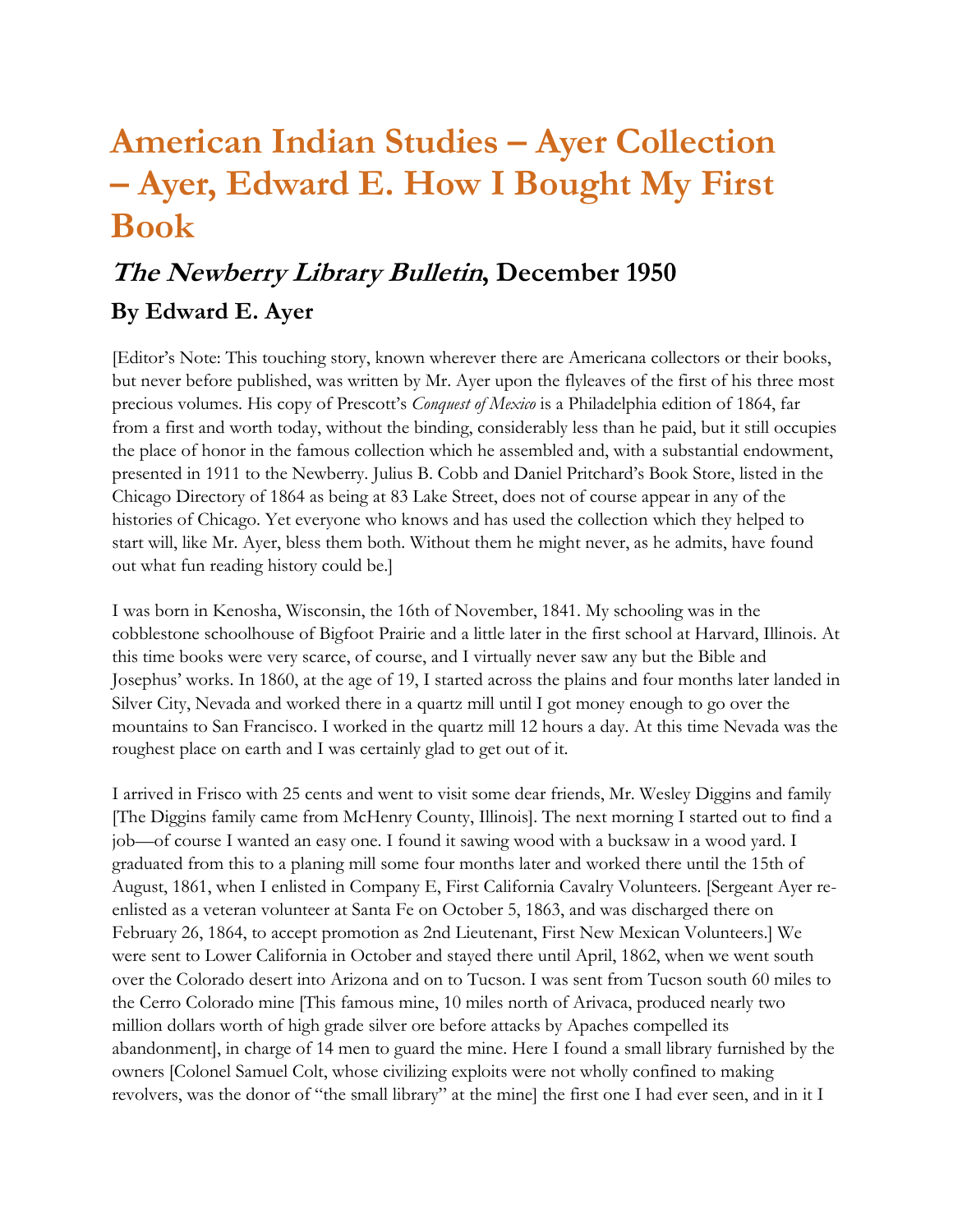# American Indian Studies – Ayer Collection – Ayer, Edward E. How I Bought My First Book

## *The Newberry Library Bulletin*, December 1950

### By Edward E. Ayer

[Editor's Note: This touching story, known wherever there are Americana collectors or their books, but never before published, was written by Mr. Ayer upon the flyleaves of the first of his three most precious volumes. His copy of Prescott's *Conquest of Mexico* is a Philadelphia edition of 1864, far from a first and worth today, without the binding, considerably less than he paid, but it still occupies the place of honor in the famous collection which he assembled and, with a substantial endowment, presented in 1911 to the Newberry. Julius B. Cobb and Daniel Pritchard's Book Store, listed in the Chicago Directory of 1864 as being at 83 Lake Street, does not of course appear in any of the histories of Chicago. Yet everyone who knows and has used the collection which they helped to start will, like Mr. Ayer, bless them both. Without them he might never, as he admits, have found out what fun reading history could be.]

I was born in Kenosha, Wisconsin, the 16th of November, 1841. My schooling was in the cobblestone schoolhouse of Bigfoot Prairie and a little later in the first school at Harvard, Illinois. At this time books were very scarce, of course, and I virtually never saw any but the Bible and Josephus' works. In 1860, at the age of 19, I started across the plains and four months later landed in Silver City, Nevada and worked there in a quartz mill until I got money enough to go over the mountains to San Francisco. I worked in the quartz mill 12 hours a day. At this time Nevada was the roughest place on earth and I was certainly glad to get out of it.

I arrived in Frisco with 25 cents and went to visit some dear friends, Mr. Wesley Diggins and family [The Diggins family came from McHenry County, Illinois]. The next morning I started out to find a job—of course I wanted an easy one. I found it sawing wood with a bucksaw in a wood yard. I graduated from this to a planing mill some four months later and worked there until the 15th of August, 1861, when I enlisted in Company E, First California Cavalry Volunteers. [Sergeant Ayer re-enlisted as a veteran volunteer at Santa Fe on October 5, 1863, and was discharged there on February 26, 1864, to accept promotion as 2nd Lieutenant, First New Mexican Volunteers.] We were sent to Lower California in October and stayed there until April, 1862, when we went south over the Colorado desert into Arizona and on to Tucson. I was sent from Tucson south 60 miles to the Cerro Colorado mine [This famous mine, 10 miles north of Arivaca, produced nearly two million dollars worth of high grade silver ore before attacks by Apaches compelled its abandonment], in charge of 14 men to guard the mine. Here I found a small library furnished by the owners [Colonel Samuel Colt, whose civilizing exploits were not wholly confined to making revolvers, was the donor of "the small library" at the mine] the first one I had ever seen, and in it I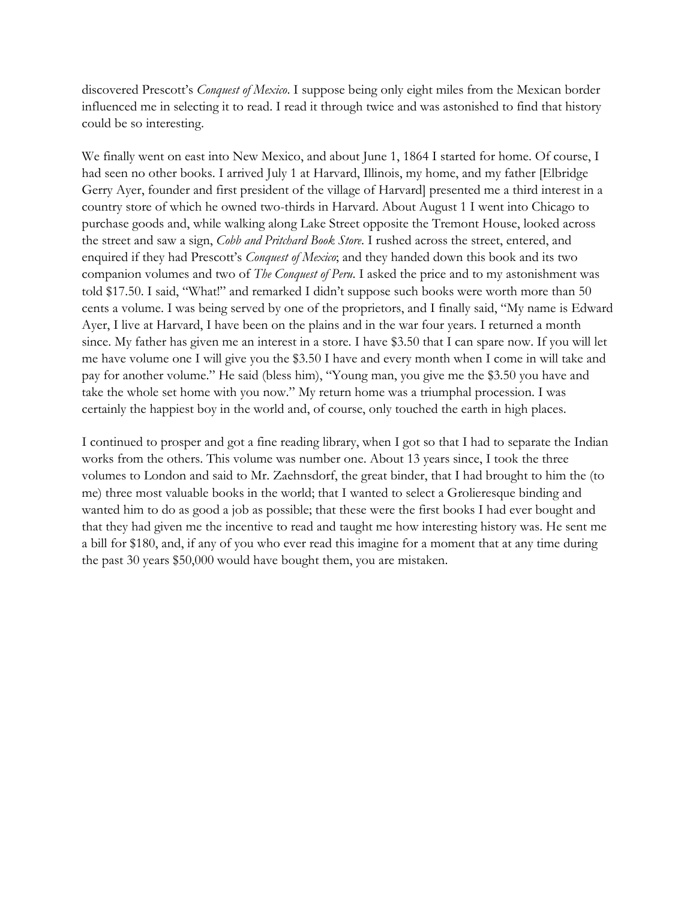discovered Prescott's *Conquest of Mexico*. I suppose being only eight miles from the Mexican border influenced me in selecting it to read. I read it through twice and was astonished to find that history could be so interesting.

We finally went on east into New Mexico, and about June 1, 1864 I started for home. Of course, I had seen no other books. I arrived July 1 at Harvard, Illinois, my home, and my father [Elbridge Gerry Ayer, founder and first president of the village of Harvard] presented me a third interest in a country store of which he owned two-thirds in Harvard. About August 1 I went into Chicago to purchase goods and, while walking along Lake Street opposite the Tremont House, looked across the street and saw a sign, *Cobb and Pritchard Book Store*. I rushed across the street, entered, and enquired if they had Prescott's *Conquest of Mexico*; and they handed down this book and its two companion volumes and two of *The Conquest of Peru*. I asked the price and to my astonishment was told $17.50. I said, "What!" and remarked I didn't suppose such books were worth more than 50 cents a volume. I was being served by one of the proprietors, and I finally said, "My name is Edward Ayer, I live at Harvard, I have been on the plains and in the war four years. I returned a month since. My father has given me an interest in a store. I have $3.50 that I can spare now. If you will let me have volume one I will give you the $3.50 I have and every month when I come in will take and pay for another volume." He said (bless him), "Young man, you give me the $3.50 you have and take the whole set home with you now." My return home was a triumphal procession. I was certainly the happiest boy in the world and, of course, only touched the earth in high places.

I continued to prosper and got a fine reading library, when I got so that I had to separate the Indian works from the others. This volume was number one. About 13 years since, I took the three volumes to London and said to Mr. Zaehnsdorf, the great binder, that I had brought to him the (to me) three most valuable books in the world; that I wanted to select a Grolieresque binding and wanted him to do as good a job as possible; that these were the first books I had ever bought and that they had given me the incentive to read and taught me how interesting history was. He sent me a bill for $180, and, if any of you who ever read this imagine for a moment that at any time during the past 30 years $50,000 would have bought them, you are mistaken.